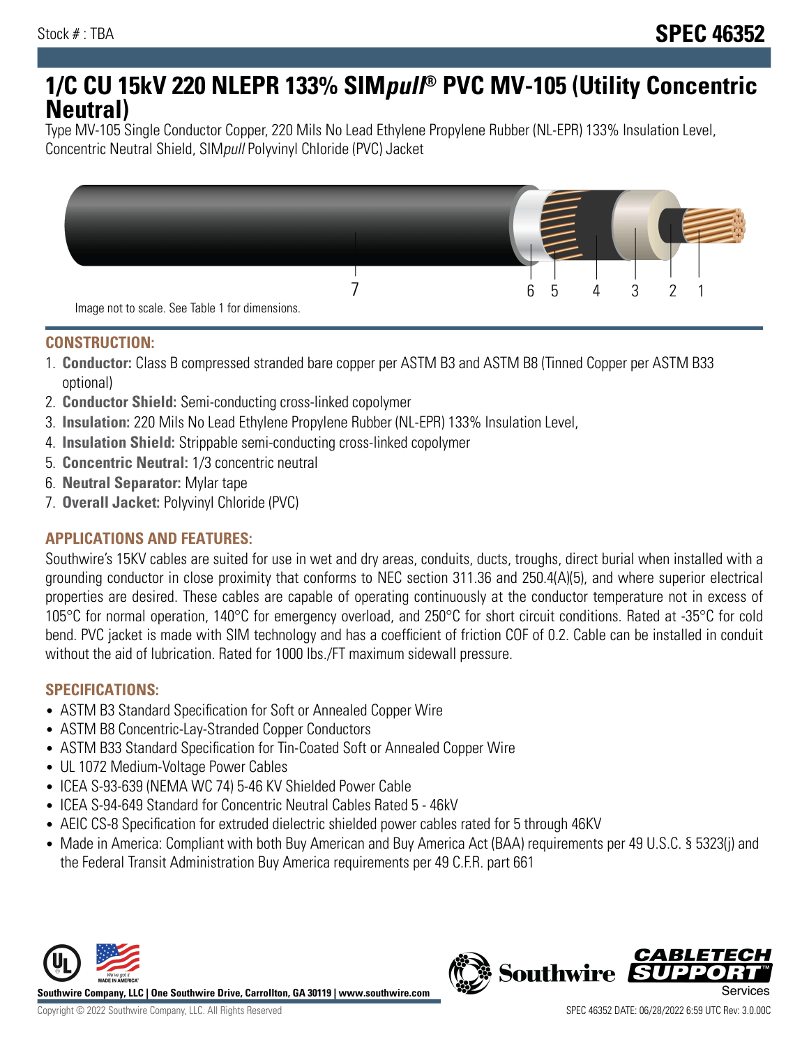Stock # : TBA

# SPEC 46352

# 1/C CU 15kV 220 NLEPR 133% SIM*pull*® PVC MV-105 (Utility Concentric Neutral)

Type MV-105 Single Conductor Copper, 220 Mils No Lead Ethylene Propylene Rubber (NL-EPR) 133% Insulation Level, Concentric Neutral Shield, SIM*pull* Polyvinyl Chloride (PVC) Jacket

Image not to scale. See Table 1 for dimensions.

## CONSTRUCTION:

1. **Conductor:** Class B compressed stranded bare copper per ASTM B3 and ASTM B8 (Tinned Copper per ASTM B33 optional)
2. **Conductor Shield:** Semi-conducting cross-linked copolymer
3. **Insulation:** 220 Mils No Lead Ethylene Propylene Rubber (NL-EPR) 133% Insulation Level,
4. **Insulation Shield:** Strippable semi-conducting cross-linked copolymer
5. **Concentric Neutral:** 1/3 concentric neutral
6. **Neutral Separator:** Mylar tape
7. **Overall Jacket:** Polyvinyl Chloride (PVC)

## APPLICATIONS AND FEATURES:

Southwire's 15KV cables are suited for use in wet and dry areas, conduits, ducts, troughs, direct burial when installed with a grounding conductor in close proximity that conforms to NEC section 311.36 and 250.4(A)(5), and where superior electrical properties are desired. These cables are capable of operating continuously at the conductor temperature not in excess of 105°C for normal operation, 140°C for emergency overload, and 250°C for short circuit conditions. Rated at -35°C for cold bend. PVC jacket is made with SIM technology and has a coefficient of friction COF of 0.2. Cable can be installed in conduit without the aid of lubrication. Rated for 1000 lbs./FT maximum sidewall pressure.

## SPECIFICATIONS:

- ASTM B3 Standard Specification for Soft or Annealed Copper Wire
- ASTM B8 Concentric-Lay-Stranded Copper Conductors
- ASTM B33 Standard Specification for Tin-Coated Soft or Annealed Copper Wire
- UL 1072 Medium-Voltage Power Cables
- ICEA S-93-639 (NEMA WC 74) 5-46 KV Shielded Power Cable
- ICEA S-94-649 Standard for Concentric Neutral Cables Rated 5 - 46kV
- AEIC CS-8 Specification for extruded dielectric shielded power cables rated for 5 through 46KV
- Made in America: Compliant with both Buy American and Buy America Act (BAA) requirements per 49 U.S.C. § 5323(j) and the Federal Transit Administration Buy America requirements per 49 C.F.R. part 661

**Southwire Company, LLC | One Southwire Drive, Carrollton, GA 30119 | www.southwire.com**

Copyright © 2022 Southwire Company, LLC. All Rights Reserved

SPEC 46352 DATE: 06/28/2022 6:59 UTC Rev: 3.0.00C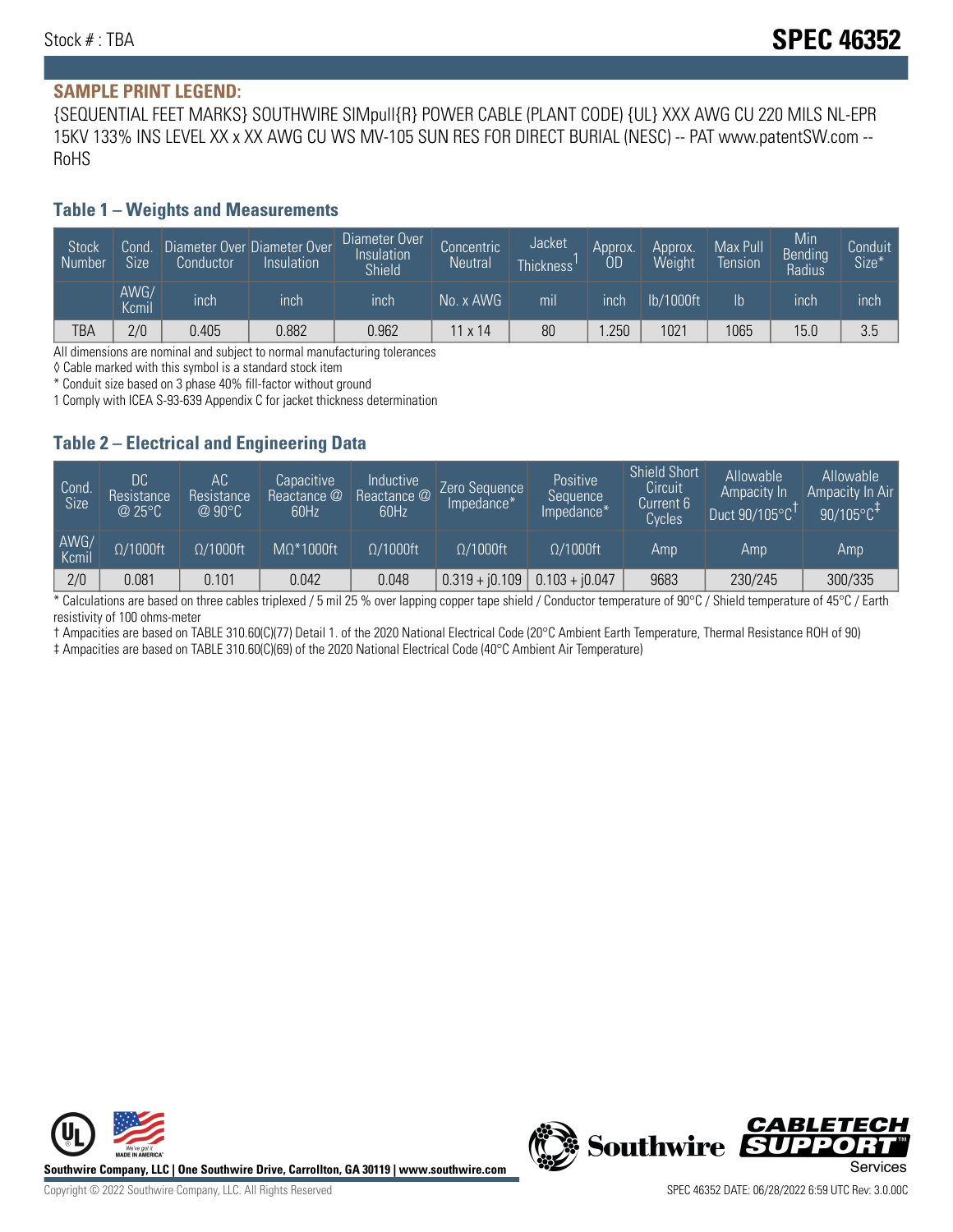Stock # : TBA

# SPEC 46352

**SAMPLE PRINT LEGEND:**

{SEQUENTIAL FEET MARKS} SOUTHWIRE SIMpull{R} POWER CABLE (PLANT CODE) {UL} XXX AWG CU 220 MILS NL-EPR 15KV 133% INS LEVEL XX x XX AWG CU WS MV-105 SUN RES FOR DIRECT BURIAL (NESC) -- PAT www.patentSW.com -- RoHS

## Table 1 – Weights and Measurements

| Stock Number | Cond. Size | Diameter Over Conductor | Diameter Over Insulation | Diameter Over Insulation Shield | Concentric Neutral | Jacket Thickness[1] | Approx. OD | Approx. Weight | Max Pull Tension | Min Bending Radius | Conduit Size* |
|---|---|---|---|---|---|---|---|---|---|---|---|
| | AWG/ Kcmil | inch | inch | inch | No. x AWG | mil | inch | lb/1000ft | lb | inch | inch |
| TBA | 2/0 | 0.405 | 0.882 | 0.962 | 11 x 14 | 80 | 1.250 | 1021 | 1065 | 15.0 | 3.5 |

All dimensions are nominal and subject to normal manufacturing tolerances

◊ Cable marked with this symbol is a standard stock item

* Conduit size based on 3 phase 40% fill-factor without ground

1 Comply with ICEA S-93-639 Appendix C for jacket thickness determination

## Table 2 – Electrical and Engineering Data

| Cond. Size | DC Resistance @ 25°C | AC Resistance @ 90°C | Capacitive Reactance @ 60Hz | Inductive Reactance @ 60Hz | Zero Sequence Impedance* | Positive Sequence Impedance* | Shield Short Circuit Current 6 Cycles | Allowable Ampacity In Duct 90/105°C† | Allowable Ampacity In Air 90/105°C‡ |
|---|---|---|---|---|---|---|---|---|---|
| AWG/ Kcmil | Ω/1000ft | Ω/1000ft | MΩ*1000ft | Ω/1000ft | Ω/1000ft | Ω/1000ft | Amp | Amp | Amp |
| 2/0 | 0.081 | 0.101 | 0.042 | 0.048 | 0.319 + j0.109 | 0.103 + j0.047 | 9683 | 230/245 | 300/335 |

* Calculations are based on three cables triplexed / 5 mil 25 % over lapping copper tape shield / Conductor temperature of 90°C / Shield temperature of 45°C / Earth resistivity of 100 ohms-meter

† Ampacities are based on TABLE 310.60(C)(77) Detail 1. of the 2020 National Electrical Code (20°C Ambient Earth Temperature, Thermal Resistance ROH of 90)

‡ Ampacities are based on TABLE 310.60(C)(69) of the 2020 National Electrical Code (40°C Ambient Air Temperature)

Southwire Company, LLC | One Southwire Drive, Carrollton, GA 30119 | www.southwire.com

Copyright © 2022 Southwire Company, LLC. All Rights Reserved

SPEC 46352 DATE: 06/28/2022 6:59 UTC Rev: 3.0.00C